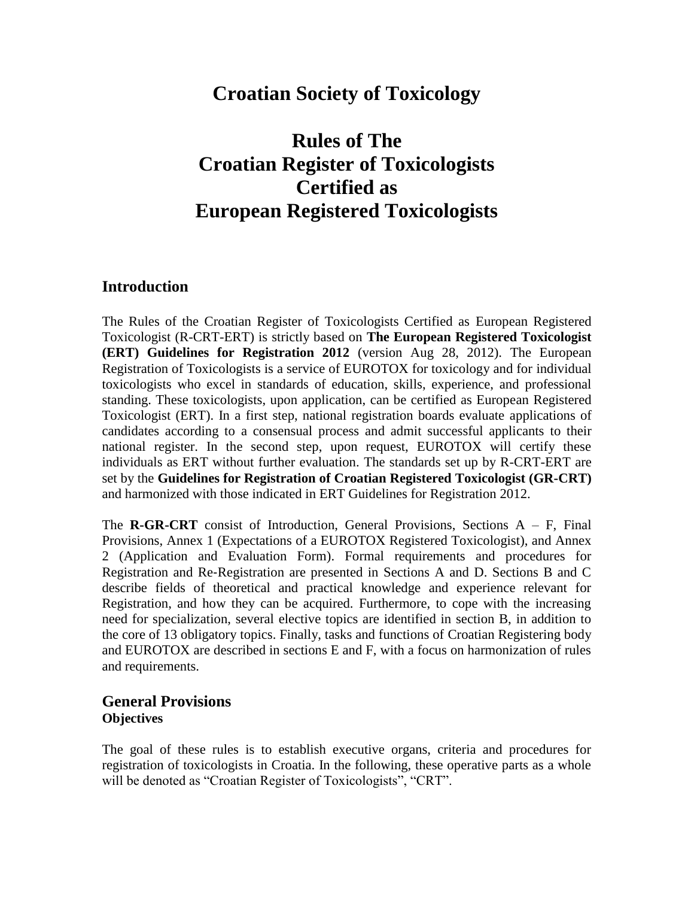# Croatian Society of Toxicology

# Rules of The
# Croatian Register of Toxicologists
# Certified as
# European Registered Toxicologists

## Introduction

The Rules of the Croatian Register of Toxicologists Certified as European Registered Toxicologist (R-CRT-ERT) is strictly based on **The European Registered Toxicologist (ERT) Guidelines for Registration 2012** (version Aug 28, 2012). The European Registration of Toxicologists is a service of EUROTOX for toxicology and for individual toxicologists who excel in standards of education, skills, experience, and professional standing. These toxicologists, upon application, can be certified as European Registered Toxicologist (ERT). In a first step, national registration boards evaluate applications of candidates according to a consensual process and admit successful applicants to their national register. In the second step, upon request, EUROTOX will certify these individuals as ERT without further evaluation. The standards set up by R-CRT-ERT are set by the **Guidelines for Registration of Croatian Registered Toxicologist (GR-CRT)** and harmonized with those indicated in ERT Guidelines for Registration 2012.

The **R-GR-CRT** consist of Introduction, General Provisions, Sections A – F, Final Provisions, Annex 1 (Expectations of a EUROTOX Registered Toxicologist), and Annex 2 (Application and Evaluation Form). Formal requirements and procedures for Registration and Re-Registration are presented in Sections A and D. Sections B and C describe fields of theoretical and practical knowledge and experience relevant for Registration, and how they can be acquired. Furthermore, to cope with the increasing need for specialization, several elective topics are identified in section B, in addition to the core of 13 obligatory topics. Finally, tasks and functions of Croatian Registering body and EUROTOX are described in sections E and F, with a focus on harmonization of rules and requirements.

## General Provisions

### Objectives

The goal of these rules is to establish executive organs, criteria and procedures for registration of toxicologists in Croatia. In the following, these operative parts as a whole will be denoted as "Croatian Register of Toxicologists", "CRT".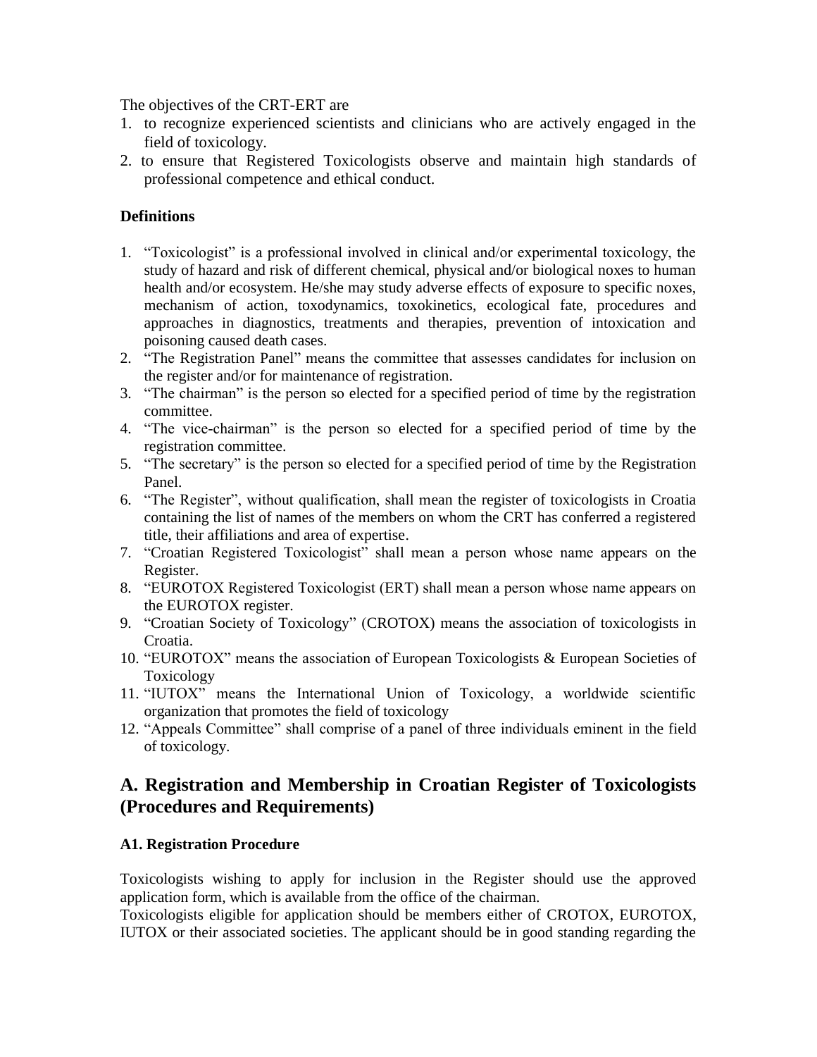The objectives of the CRT-ERT are

1. to recognize experienced scientists and clinicians who are actively engaged in the field of toxicology.
2. to ensure that Registered Toxicologists observe and maintain high standards of professional competence and ethical conduct.

**Definitions**

1. "Toxicologist" is a professional involved in clinical and/or experimental toxicology, the study of hazard and risk of different chemical, physical and/or biological noxes to human health and/or ecosystem. He/she may study adverse effects of exposure to specific noxes, mechanism of action, toxodynamics, toxokinetics, ecological fate, procedures and approaches in diagnostics, treatments and therapies, prevention of intoxication and poisoning caused death cases.
2. "The Registration Panel" means the committee that assesses candidates for inclusion on the register and/or for maintenance of registration.
3. "The chairman" is the person so elected for a specified period of time by the registration committee.
4. "The vice-chairman" is the person so elected for a specified period of time by the registration committee.
5. "The secretary" is the person so elected for a specified period of time by the Registration Panel.
6. "The Register", without qualification, shall mean the register of toxicologists in Croatia containing the list of names of the members on whom the CRT has conferred a registered title, their affiliations and area of expertise.
7. "Croatian Registered Toxicologist" shall mean a person whose name appears on the Register.
8. "EUROTOX Registered Toxicologist (ERT) shall mean a person whose name appears on the EUROTOX register.
9. "Croatian Society of Toxicology" (CROTOX) means the association of toxicologists in Croatia.
10. "EUROTOX" means the association of European Toxicologists & European Societies of Toxicology
11. "IUTOX" means the International Union of Toxicology, a worldwide scientific organization that promotes the field of toxicology
12. "Appeals Committee" shall comprise of a panel of three individuals eminent in the field of toxicology.

## A. Registration and Membership in Croatian Register of Toxicologists (Procedures and Requirements)

### A1. Registration Procedure

Toxicologists wishing to apply for inclusion in the Register should use the approved application form, which is available from the office of the chairman.

Toxicologists eligible for application should be members either of CROTOX, EUROTOX, IUTOX or their associated societies. The applicant should be in good standing regarding the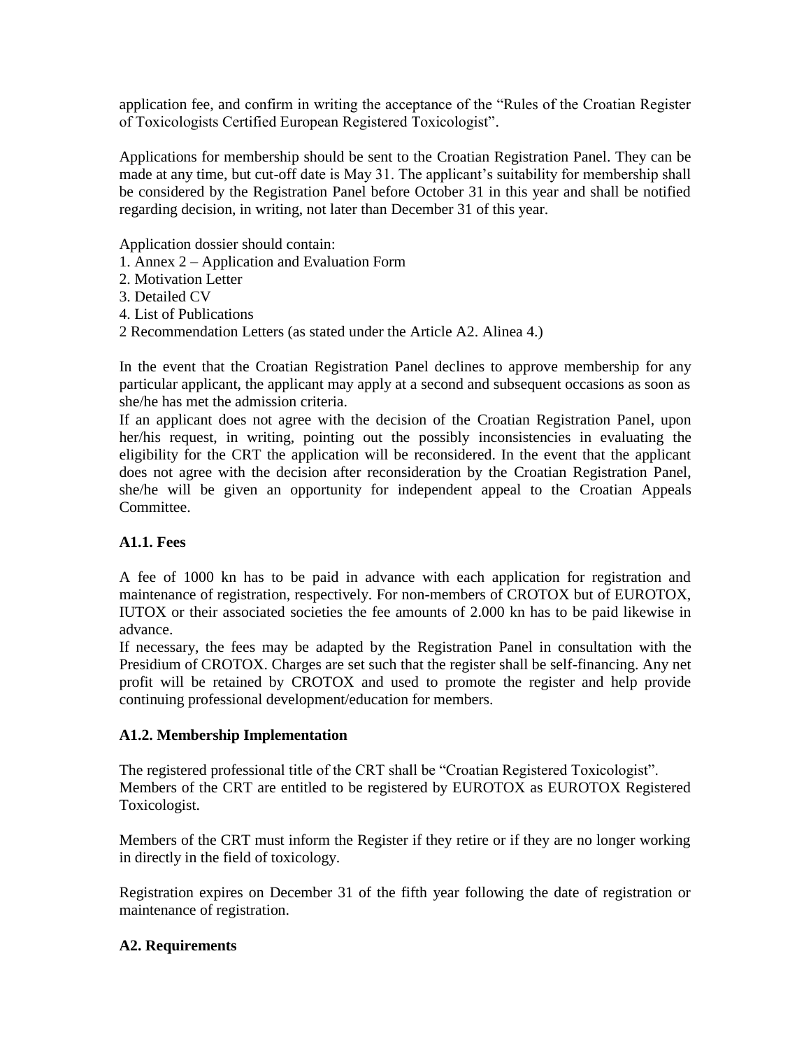application fee, and confirm in writing the acceptance of the "Rules of the Croatian Register of Toxicologists Certified European Registered Toxicologist".

Applications for membership should be sent to the Croatian Registration Panel. They can be made at any time, but cut-off date is May 31. The applicant's suitability for membership shall be considered by the Registration Panel before October 31 in this year and shall be notified regarding decision, in writing, not later than December 31 of this year.

Application dossier should contain:
1. Annex 2 – Application and Evaluation Form
2. Motivation Letter
3. Detailed CV
4. List of Publications
2 Recommendation Letters (as stated under the Article A2. Alinea 4.)

In the event that the Croatian Registration Panel declines to approve membership for any particular applicant, the applicant may apply at a second and subsequent occasions as soon as she/he has met the admission criteria.
If an applicant does not agree with the decision of the Croatian Registration Panel, upon her/his request, in writing, pointing out the possibly inconsistencies in evaluating the eligibility for the CRT the application will be reconsidered. In the event that the applicant does not agree with the decision after reconsideration by the Croatian Registration Panel, she/he will be given an opportunity for independent appeal to the Croatian Appeals Committee.

### A1.1. Fees

A fee of 1000 kn has to be paid in advance with each application for registration and maintenance of registration, respectively. For non-members of CROTOX but of EUROTOX, IUTOX or their associated societies the fee amounts of 2.000 kn has to be paid likewise in advance.
If necessary, the fees may be adapted by the Registration Panel in consultation with the Presidium of CROTOX. Charges are set such that the register shall be self-financing. Any net profit will be retained by CROTOX and used to promote the register and help provide continuing professional development/education for members.

### A1.2. Membership Implementation

The registered professional title of the CRT shall be "Croatian Registered Toxicologist".
Members of the CRT are entitled to be registered by EUROTOX as EUROTOX Registered Toxicologist.

Members of the CRT must inform the Register if they retire or if they are no longer working in directly in the field of toxicology.

Registration expires on December 31 of the fifth year following the date of registration or maintenance of registration.

### A2. Requirements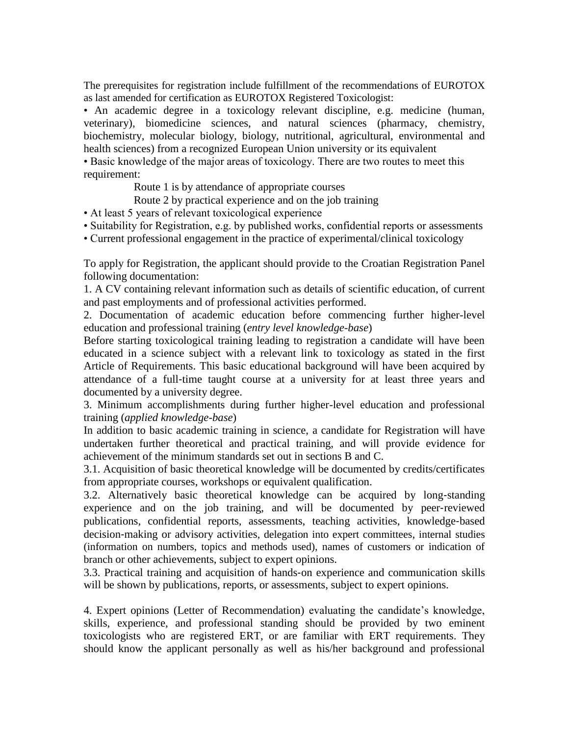The prerequisites for registration include fulfillment of the recommendations of EUROTOX as last amended for certification as EUROTOX Registered Toxicologist:

- An academic degree in a toxicology relevant discipline, e.g. medicine (human, veterinary), biomedicine sciences, and natural sciences (pharmacy, chemistry, biochemistry, molecular biology, biology, nutritional, agricultural, environmental and health sciences) from a recognized European Union university or its equivalent
- Basic knowledge of the major areas of toxicology. There are two routes to meet this requirement:

  Route 1 is by attendance of appropriate courses

  Route 2 by practical experience and on the job training
- At least 5 years of relevant toxicological experience
- Suitability for Registration, e.g. by published works, confidential reports or assessments
- Current professional engagement in the practice of experimental/clinical toxicology

To apply for Registration, the applicant should provide to the Croatian Registration Panel following documentation:

1. A CV containing relevant information such as details of scientific education, of current and past employments and of professional activities performed.

2. Documentation of academic education before commencing further higher-level education and professional training (*entry level knowledge-base*)

Before starting toxicological training leading to registration a candidate will have been educated in a science subject with a relevant link to toxicology as stated in the first Article of Requirements. This basic educational background will have been acquired by attendance of a full-time taught course at a university for at least three years and documented by a university degree.

3. Minimum accomplishments during further higher-level education and professional training (*applied knowledge-base*)

In addition to basic academic training in science, a candidate for Registration will have undertaken further theoretical and practical training, and will provide evidence for achievement of the minimum standards set out in sections B and C.

3.1. Acquisition of basic theoretical knowledge will be documented by credits/certificates from appropriate courses, workshops or equivalent qualification.

3.2. Alternatively basic theoretical knowledge can be acquired by long-standing experience and on the job training, and will be documented by peer-reviewed publications, confidential reports, assessments, teaching activities, knowledge-based decision-making or advisory activities, delegation into expert committees, internal studies (information on numbers, topics and methods used), names of customers or indication of branch or other achievements, subject to expert opinions.

3.3. Practical training and acquisition of hands-on experience and communication skills will be shown by publications, reports, or assessments, subject to expert opinions.

4. Expert opinions (Letter of Recommendation) evaluating the candidate's knowledge, skills, experience, and professional standing should be provided by two eminent toxicologists who are registered ERT, or are familiar with ERT requirements. They should know the applicant personally as well as his/her background and professional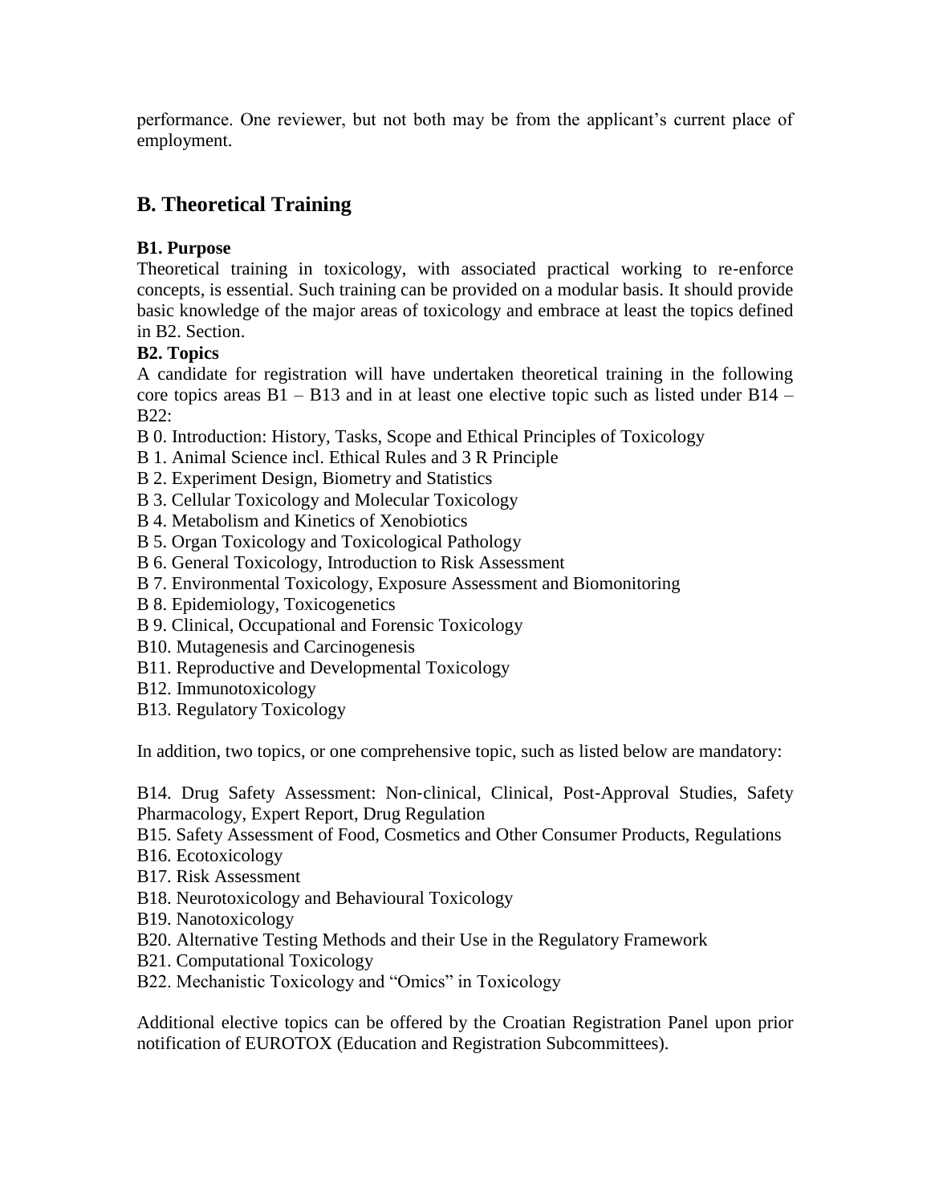performance. One reviewer, but not both may be from the applicant's current place of employment.

## B. Theoretical Training

**B1. Purpose**

Theoretical training in toxicology, with associated practical working to re-enforce concepts, is essential. Such training can be provided on a modular basis. It should provide basic knowledge of the major areas of toxicology and embrace at least the topics defined in B2. Section.

**B2. Topics**

A candidate for registration will have undertaken theoretical training in the following core topics areas B1 – B13 and in at least one elective topic such as listed under B14 – B22:

B 0. Introduction: History, Tasks, Scope and Ethical Principles of Toxicology
B 1. Animal Science incl. Ethical Rules and 3 R Principle
B 2. Experiment Design, Biometry and Statistics
B 3. Cellular Toxicology and Molecular Toxicology
B 4. Metabolism and Kinetics of Xenobiotics
B 5. Organ Toxicology and Toxicological Pathology
B 6. General Toxicology, Introduction to Risk Assessment
B 7. Environmental Toxicology, Exposure Assessment and Biomonitoring
B 8. Epidemiology, Toxicogenetics
B 9. Clinical, Occupational and Forensic Toxicology
B10. Mutagenesis and Carcinogenesis
B11. Reproductive and Developmental Toxicology
B12. Immunotoxicology
B13. Regulatory Toxicology

In addition, two topics, or one comprehensive topic, such as listed below are mandatory:

B14. Drug Safety Assessment: Non-clinical, Clinical, Post-Approval Studies, Safety Pharmacology, Expert Report, Drug Regulation
B15. Safety Assessment of Food, Cosmetics and Other Consumer Products, Regulations
B16. Ecotoxicology
B17. Risk Assessment
B18. Neurotoxicology and Behavioural Toxicology
B19. Nanotoxicology
B20. Alternative Testing Methods and their Use in the Regulatory Framework
B21. Computational Toxicology
B22. Mechanistic Toxicology and "Omics" in Toxicology

Additional elective topics can be offered by the Croatian Registration Panel upon prior notification of EUROTOX (Education and Registration Subcommittees).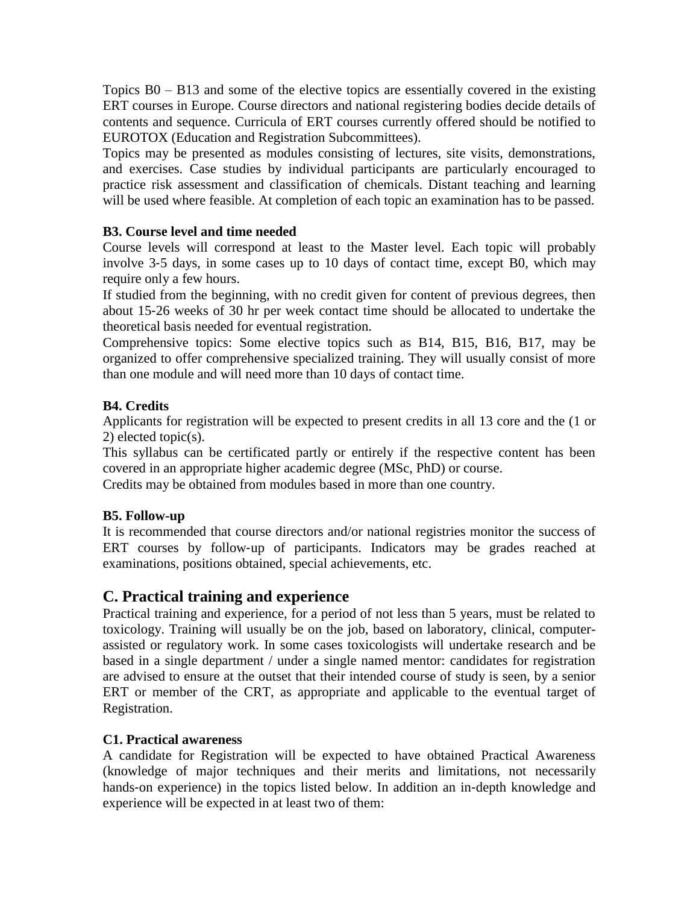Topics B0 – B13 and some of the elective topics are essentially covered in the existing ERT courses in Europe. Course directors and national registering bodies decide details of contents and sequence. Curricula of ERT courses currently offered should be notified to EUROTOX (Education and Registration Subcommittees).

Topics may be presented as modules consisting of lectures, site visits, demonstrations, and exercises. Case studies by individual participants are particularly encouraged to practice risk assessment and classification of chemicals. Distant teaching and learning will be used where feasible. At completion of each topic an examination has to be passed.

### B3. Course level and time needed

Course levels will correspond at least to the Master level. Each topic will probably involve 3-5 days, in some cases up to 10 days of contact time, except B0, which may require only a few hours.

If studied from the beginning, with no credit given for content of previous degrees, then about 15-26 weeks of 30 hr per week contact time should be allocated to undertake the theoretical basis needed for eventual registration.

Comprehensive topics: Some elective topics such as B14, B15, B16, B17, may be organized to offer comprehensive specialized training. They will usually consist of more than one module and will need more than 10 days of contact time.

### B4. Credits

Applicants for registration will be expected to present credits in all 13 core and the (1 or 2) elected topic(s).

This syllabus can be certificated partly or entirely if the respective content has been covered in an appropriate higher academic degree (MSc, PhD) or course.

Credits may be obtained from modules based in more than one country.

### B5. Follow-up

It is recommended that course directors and/or national registries monitor the success of ERT courses by follow-up of participants. Indicators may be grades reached at examinations, positions obtained, special achievements, etc.

## C. Practical training and experience

Practical training and experience, for a period of not less than 5 years, must be related to toxicology. Training will usually be on the job, based on laboratory, clinical, computer-assisted or regulatory work. In some cases toxicologists will undertake research and be based in a single department / under a single named mentor: candidates for registration are advised to ensure at the outset that their intended course of study is seen, by a senior ERT or member of the CRT, as appropriate and applicable to the eventual target of Registration.

### C1. Practical awareness

A candidate for Registration will be expected to have obtained Practical Awareness (knowledge of major techniques and their merits and limitations, not necessarily hands-on experience) in the topics listed below. In addition an in-depth knowledge and experience will be expected in at least two of them: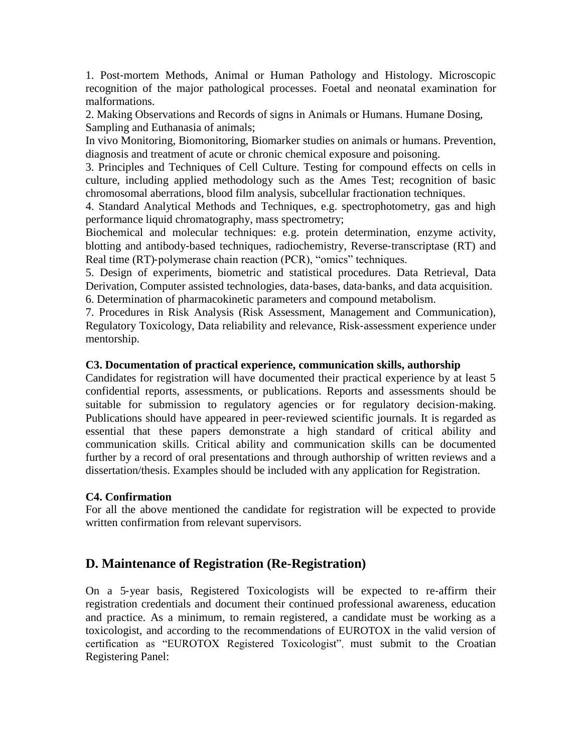1. Post-mortem Methods, Animal or Human Pathology and Histology. Microscopic recognition of the major pathological processes. Foetal and neonatal examination for malformations.
2. Making Observations and Records of signs in Animals or Humans. Humane Dosing, Sampling and Euthanasia of animals;
In vivo Monitoring, Biomonitoring, Biomarker studies on animals or humans. Prevention, diagnosis and treatment of acute or chronic chemical exposure and poisoning.
3. Principles and Techniques of Cell Culture. Testing for compound effects on cells in culture, including applied methodology such as the Ames Test; recognition of basic chromosomal aberrations, blood film analysis, subcellular fractionation techniques.
4. Standard Analytical Methods and Techniques, e.g. spectrophotometry, gas and high performance liquid chromatography, mass spectrometry;
Biochemical and molecular techniques: e.g. protein determination, enzyme activity, blotting and antibody-based techniques, radiochemistry, Reverse-transcriptase (RT) and Real time (RT)-polymerase chain reaction (PCR), "omics" techniques.
5. Design of experiments, biometric and statistical procedures. Data Retrieval, Data Derivation, Computer assisted technologies, data-bases, data-banks, and data acquisition.
6. Determination of pharmacokinetic parameters and compound metabolism.
7. Procedures in Risk Analysis (Risk Assessment, Management and Communication), Regulatory Toxicology, Data reliability and relevance, Risk-assessment experience under mentorship.

### C3. Documentation of practical experience, communication skills, authorship

Candidates for registration will have documented their practical experience by at least 5 confidential reports, assessments, or publications. Reports and assessments should be suitable for submission to regulatory agencies or for regulatory decision-making. Publications should have appeared in peer-reviewed scientific journals. It is regarded as essential that these papers demonstrate a high standard of critical ability and communication skills. Critical ability and communication skills can be documented further by a record of oral presentations and through authorship of written reviews and a dissertation/thesis. Examples should be included with any application for Registration.

### C4. Confirmation

For all the above mentioned the candidate for registration will be expected to provide written confirmation from relevant supervisors.

## D. Maintenance of Registration (Re-Registration)

On a 5-year basis, Registered Toxicologists will be expected to re-affirm their registration credentials and document their continued professional awareness, education and practice. As a minimum, to remain registered, a candidate must be working as a toxicologist, and according to the recommendations of EUROTOX in the valid version of certification as "EUROTOX Registered Toxicologist", must submit to the Croatian Registering Panel: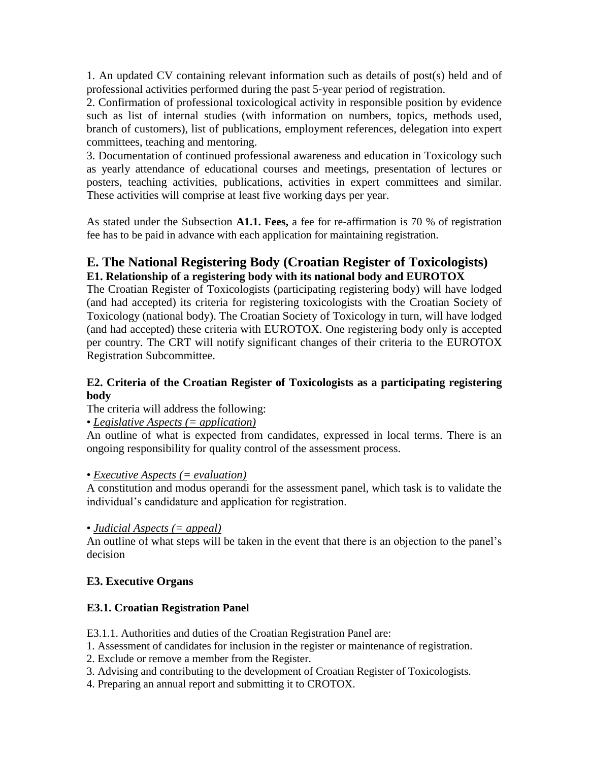1. An updated CV containing relevant information such as details of post(s) held and of professional activities performed during the past 5-year period of registration.
2. Confirmation of professional toxicological activity in responsible position by evidence such as list of internal studies (with information on numbers, topics, methods used, branch of customers), list of publications, employment references, delegation into expert committees, teaching and mentoring.
3. Documentation of continued professional awareness and education in Toxicology such as yearly attendance of educational courses and meetings, presentation of lectures or posters, teaching activities, publications, activities in expert committees and similar. These activities will comprise at least five working days per year.

As stated under the Subsection **A1.1. Fees,** a fee for re-affirmation is 70 % of registration fee has to be paid in advance with each application for maintaining registration.

## E. The National Registering Body (Croatian Register of Toxicologists)

### E1. Relationship of a registering body with its national body and EUROTOX

The Croatian Register of Toxicologists (participating registering body) will have lodged (and had accepted) its criteria for registering toxicologists with the Croatian Society of Toxicology (national body). The Croatian Society of Toxicology in turn, will have lodged (and had accepted) these criteria with EUROTOX. One registering body only is accepted per country. The CRT will notify significant changes of their criteria to the EUROTOX Registration Subcommittee.

### E2. Criteria of the Croatian Register of Toxicologists as a participating registering body

The criteria will address the following:

• *Legislative Aspects (= application)*

An outline of what is expected from candidates, expressed in local terms. There is an ongoing responsibility for quality control of the assessment process.

• *Executive Aspects (= evaluation)*

A constitution and modus operandi for the assessment panel, which task is to validate the individual's candidature and application for registration.

• *Judicial Aspects (= appeal)*

An outline of what steps will be taken in the event that there is an objection to the panel's decision

### E3. Executive Organs

### E3.1. Croatian Registration Panel

E3.1.1. Authorities and duties of the Croatian Registration Panel are:

1. Assessment of candidates for inclusion in the register or maintenance of registration.
2. Exclude or remove a member from the Register.
3. Advising and contributing to the development of Croatian Register of Toxicologists.
4. Preparing an annual report and submitting it to CROTOX.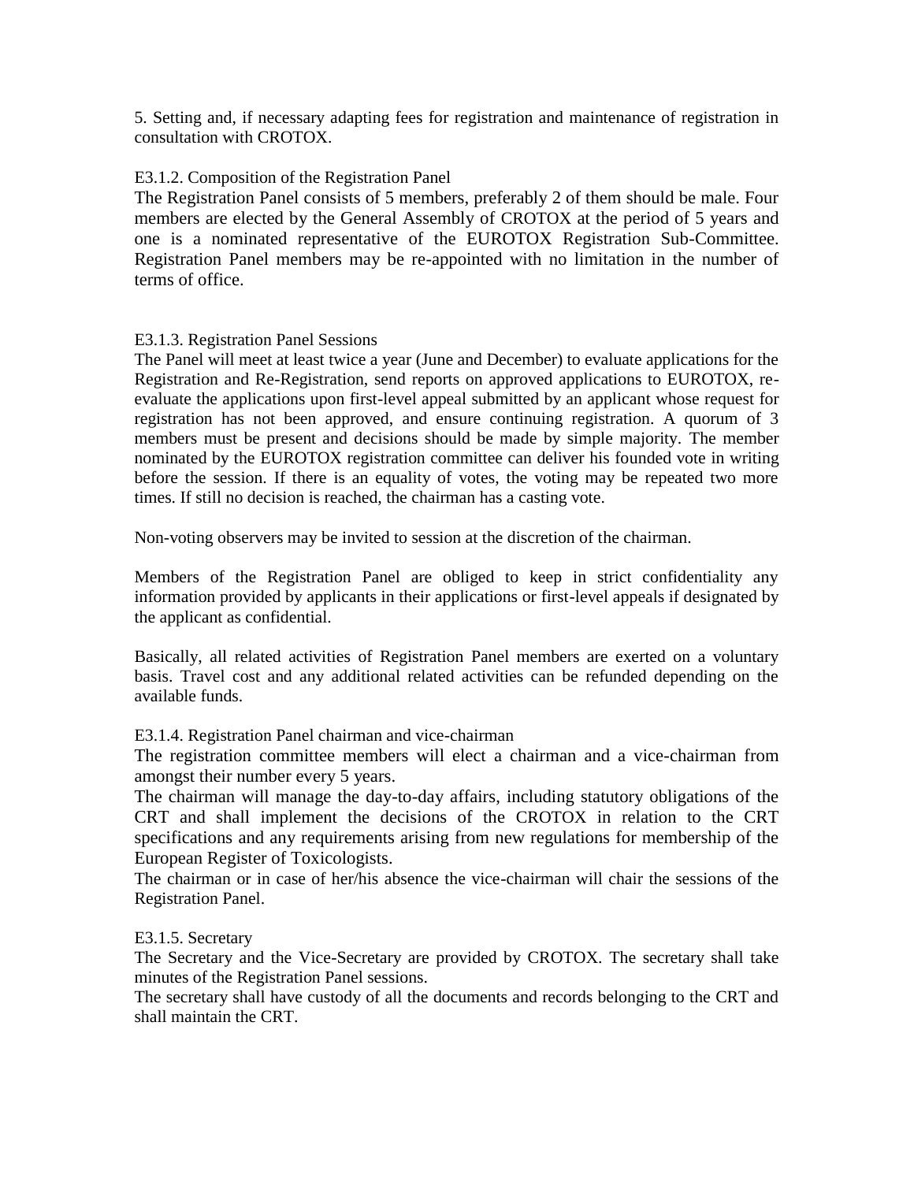5. Setting and, if necessary adapting fees for registration and maintenance of registration in consultation with CROTOX.

E3.1.2. Composition of the Registration Panel

The Registration Panel consists of 5 members, preferably 2 of them should be male. Four members are elected by the General Assembly of CROTOX at the period of 5 years and one is a nominated representative of the EUROTOX Registration Sub-Committee. Registration Panel members may be re-appointed with no limitation in the number of terms of office.

E3.1.3. Registration Panel Sessions

The Panel will meet at least twice a year (June and December) to evaluate applications for the Registration and Re-Registration, send reports on approved applications to EUROTOX, re-evaluate the applications upon first-level appeal submitted by an applicant whose request for registration has not been approved, and ensure continuing registration. A quorum of 3 members must be present and decisions should be made by simple majority. The member nominated by the EUROTOX registration committee can deliver his founded vote in writing before the session. If there is an equality of votes, the voting may be repeated two more times. If still no decision is reached, the chairman has a casting vote.

Non-voting observers may be invited to session at the discretion of the chairman.

Members of the Registration Panel are obliged to keep in strict confidentiality any information provided by applicants in their applications or first-level appeals if designated by the applicant as confidential.

Basically, all related activities of Registration Panel members are exerted on a voluntary basis. Travel cost and any additional related activities can be refunded depending on the available funds.

E3.1.4. Registration Panel chairman and vice-chairman

The registration committee members will elect a chairman and a vice-chairman from amongst their number every 5 years.

The chairman will manage the day-to-day affairs, including statutory obligations of the CRT and shall implement the decisions of the CROTOX in relation to the CRT specifications and any requirements arising from new regulations for membership of the European Register of Toxicologists.

The chairman or in case of her/his absence the vice-chairman will chair the sessions of the Registration Panel.

E3.1.5. Secretary

The Secretary and the Vice-Secretary are provided by CROTOX. The secretary shall take minutes of the Registration Panel sessions.

The secretary shall have custody of all the documents and records belonging to the CRT and shall maintain the CRT.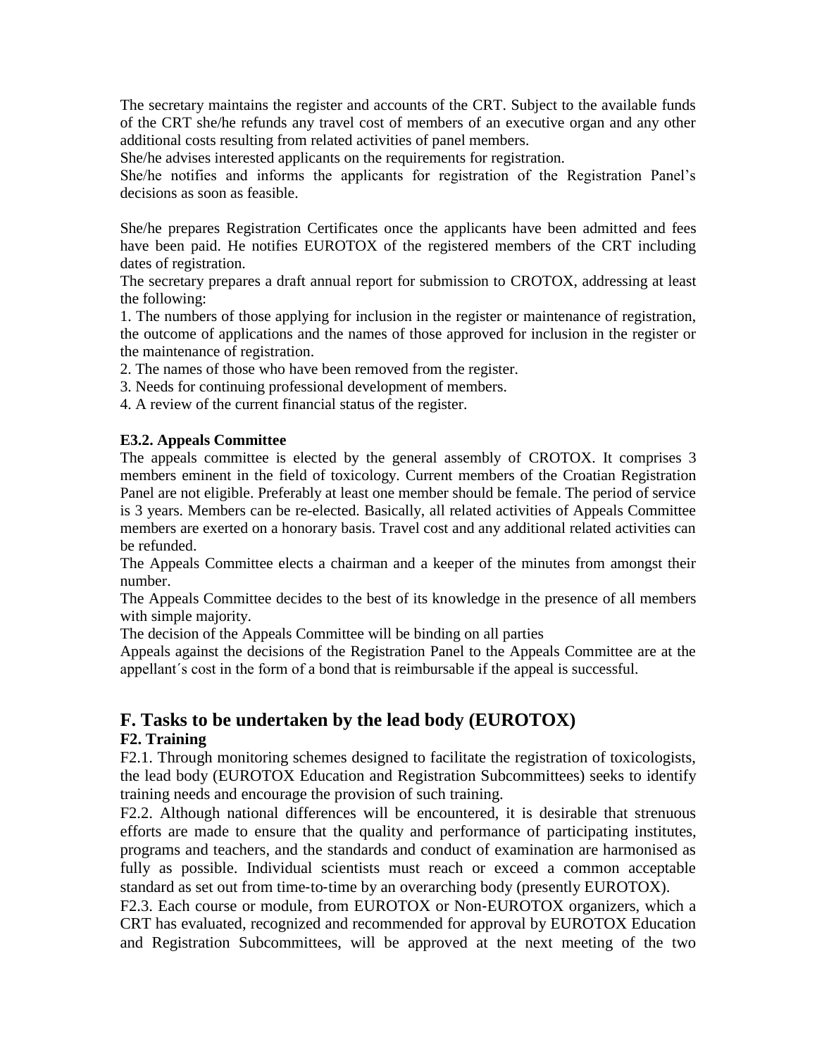The secretary maintains the register and accounts of the CRT. Subject to the available funds of the CRT she/he refunds any travel cost of members of an executive organ and any other additional costs resulting from related activities of panel members.
She/he advises interested applicants on the requirements for registration.
She/he notifies and informs the applicants for registration of the Registration Panel's decisions as soon as feasible.

She/he prepares Registration Certificates once the applicants have been admitted and fees have been paid. He notifies EUROTOX of the registered members of the CRT including dates of registration.
The secretary prepares a draft annual report for submission to CROTOX, addressing at least the following:
1. The numbers of those applying for inclusion in the register or maintenance of registration, the outcome of applications and the names of those approved for inclusion in the register or the maintenance of registration.
2. The names of those who have been removed from the register.
3. Needs for continuing professional development of members.
4. A review of the current financial status of the register.

**E3.2. Appeals Committee**

The appeals committee is elected by the general assembly of CROTOX. It comprises 3 members eminent in the field of toxicology. Current members of the Croatian Registration Panel are not eligible. Preferably at least one member should be female. The period of service is 3 years. Members can be re-elected. Basically, all related activities of Appeals Committee members are exerted on a honorary basis. Travel cost and any additional related activities can be refunded.
The Appeals Committee elects a chairman and a keeper of the minutes from amongst their number.
The Appeals Committee decides to the best of its knowledge in the presence of all members with simple majority.
The decision of the Appeals Committee will be binding on all parties
Appeals against the decisions of the Registration Panel to the Appeals Committee are at the appellant´s cost in the form of a bond that is reimbursable if the appeal is successful.

## F. Tasks to be undertaken by the lead body (EUROTOX)

### F2. Training

F2.1. Through monitoring schemes designed to facilitate the registration of toxicologists, the lead body (EUROTOX Education and Registration Subcommittees) seeks to identify training needs and encourage the provision of such training.

F2.2. Although national differences will be encountered, it is desirable that strenuous efforts are made to ensure that the quality and performance of participating institutes, programs and teachers, and the standards and conduct of examination are harmonised as fully as possible. Individual scientists must reach or exceed a common acceptable standard as set out from time-to-time by an overarching body (presently EUROTOX).

F2.3. Each course or module, from EUROTOX or Non-EUROTOX organizers, which a CRT has evaluated, recognized and recommended for approval by EUROTOX Education and Registration Subcommittees, will be approved at the next meeting of the two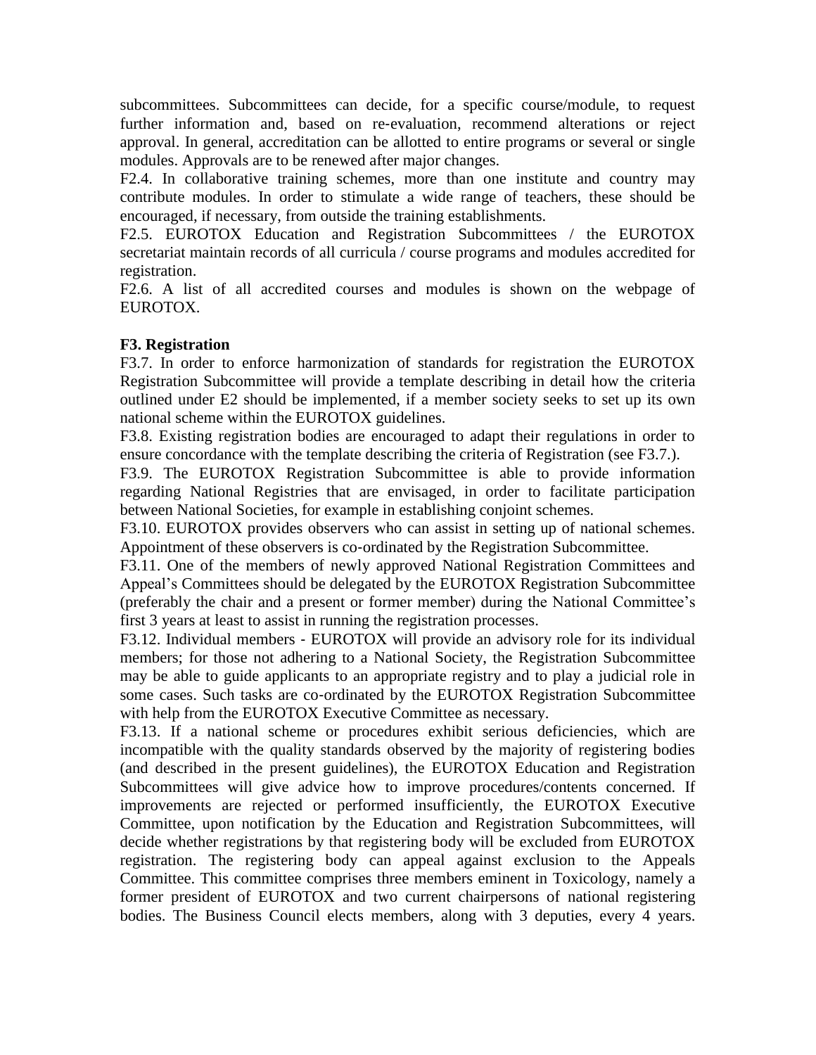subcommittees. Subcommittees can decide, for a specific course/module, to request further information and, based on re-evaluation, recommend alterations or reject approval. In general, accreditation can be allotted to entire programs or several or single modules. Approvals are to be renewed after major changes.

F2.4. In collaborative training schemes, more than one institute and country may contribute modules. In order to stimulate a wide range of teachers, these should be encouraged, if necessary, from outside the training establishments.

F2.5. EUROTOX Education and Registration Subcommittees / the EUROTOX secretariat maintain records of all curricula / course programs and modules accredited for registration.

F2.6. A list of all accredited courses and modules is shown on the webpage of EUROTOX.

**F3. Registration**

F3.7. In order to enforce harmonization of standards for registration the EUROTOX Registration Subcommittee will provide a template describing in detail how the criteria outlined under E2 should be implemented, if a member society seeks to set up its own national scheme within the EUROTOX guidelines.

F3.8. Existing registration bodies are encouraged to adapt their regulations in order to ensure concordance with the template describing the criteria of Registration (see F3.7.).

F3.9. The EUROTOX Registration Subcommittee is able to provide information regarding National Registries that are envisaged, in order to facilitate participation between National Societies, for example in establishing conjoint schemes.

F3.10. EUROTOX provides observers who can assist in setting up of national schemes. Appointment of these observers is co-ordinated by the Registration Subcommittee.

F3.11. One of the members of newly approved National Registration Committees and Appeal's Committees should be delegated by the EUROTOX Registration Subcommittee (preferably the chair and a present or former member) during the National Committee's first 3 years at least to assist in running the registration processes.

F3.12. Individual members - EUROTOX will provide an advisory role for its individual members; for those not adhering to a National Society, the Registration Subcommittee may be able to guide applicants to an appropriate registry and to play a judicial role in some cases. Such tasks are co-ordinated by the EUROTOX Registration Subcommittee with help from the EUROTOX Executive Committee as necessary.

F3.13. If a national scheme or procedures exhibit serious deficiencies, which are incompatible with the quality standards observed by the majority of registering bodies (and described in the present guidelines), the EUROTOX Education and Registration Subcommittees will give advice how to improve procedures/contents concerned. If improvements are rejected or performed insufficiently, the EUROTOX Executive Committee, upon notification by the Education and Registration Subcommittees, will decide whether registrations by that registering body will be excluded from EUROTOX registration. The registering body can appeal against exclusion to the Appeals Committee. This committee comprises three members eminent in Toxicology, namely a former president of EUROTOX and two current chairpersons of national registering bodies. The Business Council elects members, along with 3 deputies, every 4 years.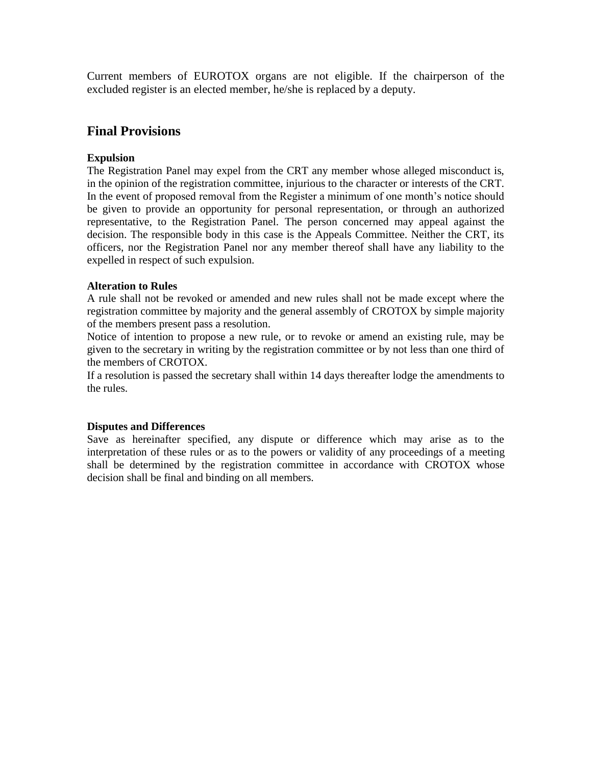Current members of EUROTOX organs are not eligible. If the chairperson of the excluded register is an elected member, he/she is replaced by a deputy.

## Final Provisions

**Expulsion**

The Registration Panel may expel from the CRT any member whose alleged misconduct is, in the opinion of the registration committee, injurious to the character or interests of the CRT. In the event of proposed removal from the Register a minimum of one month's notice should be given to provide an opportunity for personal representation, or through an authorized representative, to the Registration Panel. The person concerned may appeal against the decision. The responsible body in this case is the Appeals Committee. Neither the CRT, its officers, nor the Registration Panel nor any member thereof shall have any liability to the expelled in respect of such expulsion.

**Alteration to Rules**

A rule shall not be revoked or amended and new rules shall not be made except where the registration committee by majority and the general assembly of CROTOX by simple majority of the members present pass a resolution.

Notice of intention to propose a new rule, or to revoke or amend an existing rule, may be given to the secretary in writing by the registration committee or by not less than one third of the members of CROTOX.

If a resolution is passed the secretary shall within 14 days thereafter lodge the amendments to the rules.

**Disputes and Differences**

Save as hereinafter specified, any dispute or difference which may arise as to the interpretation of these rules or as to the powers or validity of any proceedings of a meeting shall be determined by the registration committee in accordance with CROTOX whose decision shall be final and binding on all members.